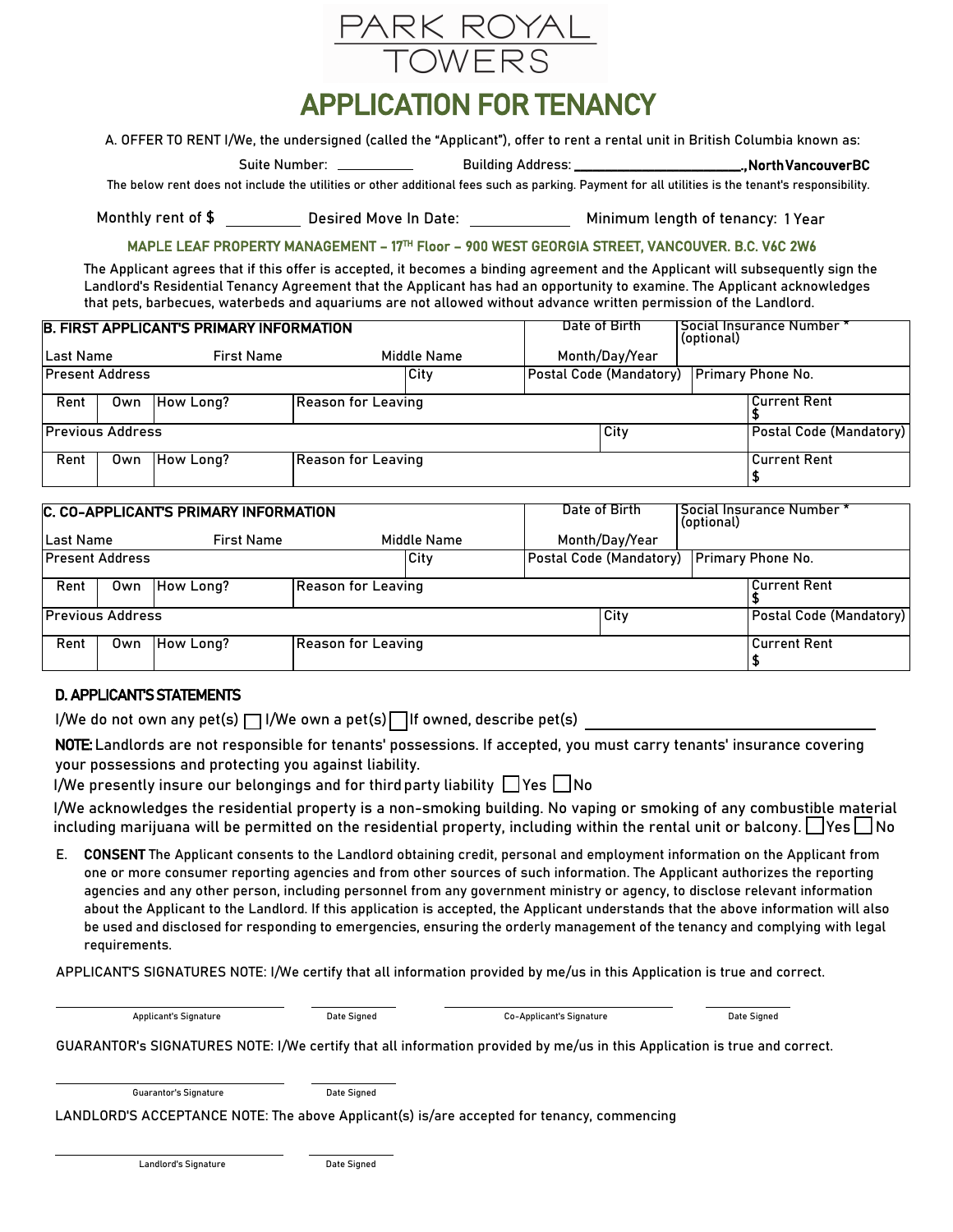# PARK ROYAL TOWERS

# APPLICATION FOR TENANCY

A. OFFER TO RENT I/We, the undersigned (called the "Applicant"), offer to rent a rental unit in British Columbia known as:

Suite Number: __________ Building Address: ______________________., North Vancouver BC

The below rent does not include the utilities or other additional fees such as parking. Payment for all utilities is the tenant's responsibility.

Monthly rent of $ __________ Desired Move In Date: __________ Minimum length of tenancy: 1 Year

**MAPLE LEAF PROPERTY MANAGEMENT – 17TH Floor – 900 WEST GEORGIA STREET, VANCOUVER. B.C. V6C 2W6**

The Applicant agrees that if this offer is accepted, it becomes a binding agreement and the Applicant will subsequently sign the Landlord's Residential Tenancy Agreement that the Applicant has had an opportunity to examine. The Applicant acknowledges that pets, barbecues, waterbeds and aquariums are not allowed without advance written permission of the Landlord.

| **B. FIRST APPLICANT'S PRIMARY INFORMATION** | | | | | Date of Birth | Social Insurance Number * (optional) | |
|---|---|---|---|---|---|---|---|
| Last Name | | First Name | Middle Name | | Month/Day/Year | | |
| Present Address | | | | City | Postal Code (Mandatory) | Primary Phone No. | |
| Rent | Own | How Long? | Reason for Leaving | | | | Current Rent $ |
| Previous Address | | | | | City | | Postal Code (Mandatory) |
| Rent | Own | How Long? | Reason for Leaving | | | | Current Rent $ |

| **C. CO-APPLICANT'S PRIMARY INFORMATION** | | | | | Date of Birth | Social Insurance Number * (optional) | |
|---|---|---|---|---|---|---|---|
| Last Name | | First Name | Middle Name | | Month/Day/Year | | |
| Present Address | | | | City | Postal Code (Mandatory) | Primary Phone No. | |
| Rent | Own | How Long? | Reason for Leaving | | | | Current Rent $ |
| Previous Address | | | | | City | | Postal Code (Mandatory) |
| Rent | Own | How Long? | Reason for Leaving | | | | Current Rent $ |

## D. APPLICANT'S STATEMENTS

I/We do not own any pet(s) ☐ I/We own a pet(s) ☐ If owned, describe pet(s) ______________________

**NOTE:** Landlords are not responsible for tenants' possessions. If accepted, you must carry tenants' insurance covering your possessions and protecting you against liability.

I/We presently insure our belongings and for third party liability ☐ Yes ☐ No

I/We acknowledges the residential property is a non-smoking building. No vaping or smoking of any combustible material including marijuana will be permitted on the residential property, including within the rental unit or balcony. ☐ Yes ☐ No

E. **CONSENT** The Applicant consents to the Landlord obtaining credit, personal and employment information on the Applicant from one or more consumer reporting agencies and from other sources of such information. The Applicant authorizes the reporting agencies and any other person, including personnel from any government ministry or agency, to disclose relevant information about the Applicant to the Landlord. If this application is accepted, the Applicant understands that the above information will also be used and disclosed for responding to emergencies, ensuring the orderly management of the tenancy and complying with legal requirements.

APPLICANT'S SIGNATURES NOTE: I/We certify that all information provided by me/us in this Application is true and correct.

______________________ Applicant's Signature ____________ Date Signed ______________________ Co-Applicant's Signature ____________ Date Signed

GUARANTOR's SIGNATURES NOTE: I/We certify that all information provided by me/us in this Application is true and correct.

______________________ Guarantor's Signature ____________ Date Signed

LANDLORD'S ACCEPTANCE NOTE: The above Applicant(s) is/are accepted for tenancy, commencing

______________________ Landlord's Signature ____________ Date Signed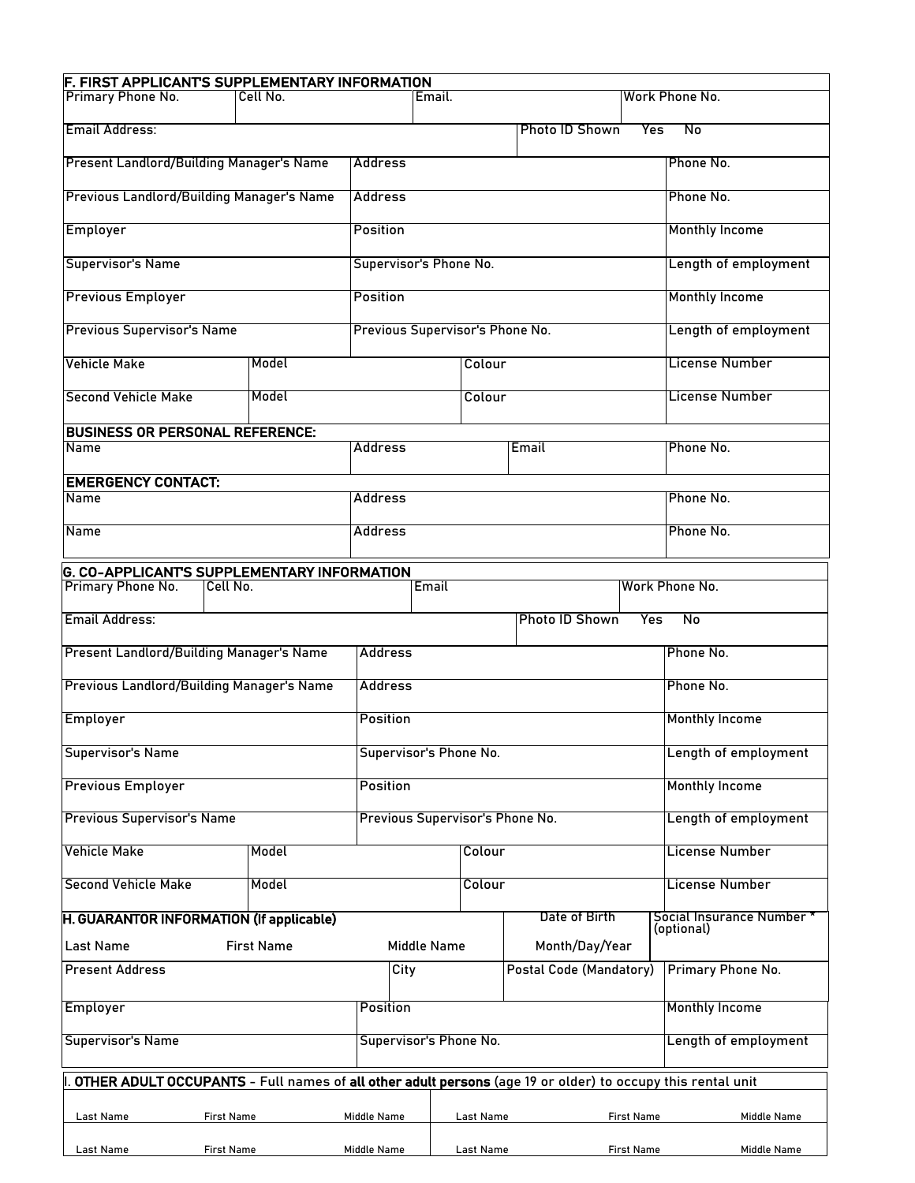## F. FIRST APPLICANT'S SUPPLEMENTARY INFORMATION

| | | | |
|---|---|---|---|
| Primary Phone No. | Cell No. | Email. | Work Phone No. |
| Email Address: | | Photo ID Shown Yes No | |
| Present Landlord/Building Manager's Name | Address | | Phone No. |
| Previous Landlord/Building Manager's Name | Address | | Phone No. |
| Employer | Position | | Monthly Income |
| Supervisor's Name | Supervisor's Phone No. | | Length of employment |
| Previous Employer | Position | | Monthly Income |
| Previous Supervisor's Name | Previous Supervisor's Phone No. | | Length of employment |
| Vehicle Make | Model | Colour | License Number |
| Second Vehicle Make | Model | Colour | License Number |

**BUSINESS OR PERSONAL REFERENCE:**

| | | | |
|---|---|---|---|
| Name | Address | Email | Phone No. |

**EMERGENCY CONTACT:**

| | | |
|---|---|---|
| Name | Address | Phone No. |
| Name | Address | Phone No. |

## G. CO-APPLICANT'S SUPPLEMENTARY INFORMATION

| | | | |
|---|---|---|---|
| Primary Phone No. | Cell No. | Email | Work Phone No. |
| Email Address: | | Photo ID Shown Yes No | |
| Present Landlord/Building Manager's Name | Address | | Phone No. |
| Previous Landlord/Building Manager's Name | Address | | Phone No. |
| Employer | Position | | Monthly Income |
| Supervisor's Name | Supervisor's Phone No. | | Length of employment |
| Previous Employer | Position | | Monthly Income |
| Previous Supervisor's Name | Previous Supervisor's Phone No. | | Length of employment |
| Vehicle Make | Model | Colour | License Number |
| Second Vehicle Make | Model | Colour | License Number |

## H. GUARANTOR INFORMATION (If applicable)

| | | | | |
|---|---|---|---|---|
| Last Name | First Name | Middle Name | Date of Birth Month/Day/Year | Social Insurance Number * (optional) |
| Present Address | | City | Postal Code (Mandatory) | Primary Phone No. |
| Employer | | Position | | Monthly Income |
| Supervisor's Name | | Supervisor's Phone No. | | Length of employment |

## I. OTHER ADULT OCCUPANTS - Full names of **all other adult persons** (age 19 or older) to occupy this rental unit

| | | | | | |
|---|---|---|---|---|---|
| Last Name | First Name | Middle Name | Last Name | First Name | Middle Name |
| Last Name | First Name | Middle Name | Last Name | First Name | Middle Name |